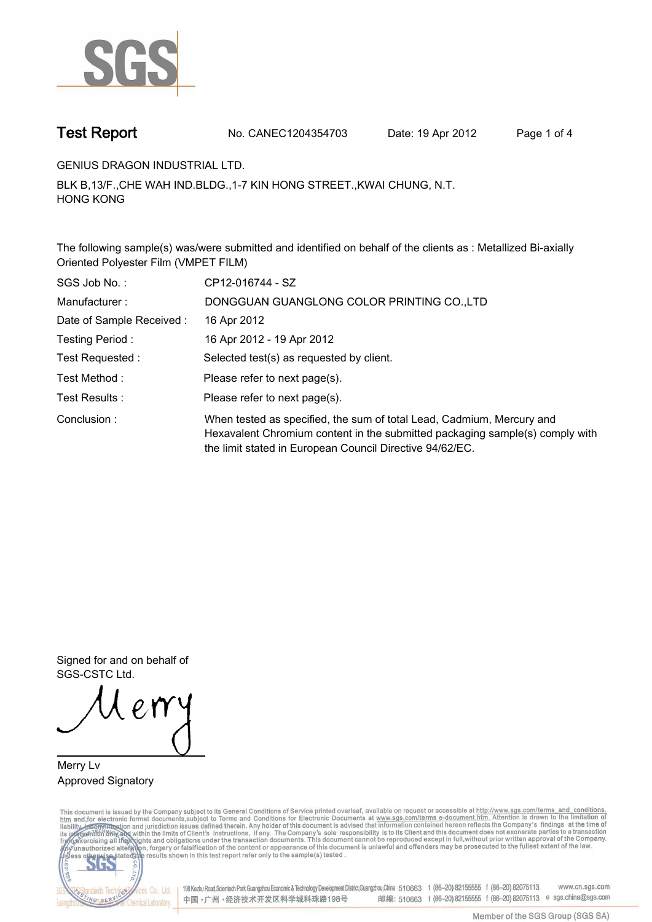# Test Report

No. CANEC1204354703 Date: 19 Apr 2012

GENIUS DRAGON INDUSTRIAL LTD.

BLK B,13/F.,CHE WAH IND.BLDG.,1-7 KIN HONG STREET.,KWAI CHUNG, N.T.
HONG KONG

The following sample(s) was/were submitted and identified on behalf of the clients as : Metallized Bi-axially Oriented Polyester Film (VMPET FILM)

| | |
|---|---|
| SGS Job No. : | CP12-016744 - SZ |
| Manufacturer : | DONGGUAN GUANGLONG COLOR PRINTING CO.,LTD |
| Date of Sample Received : | 16 Apr 2012 |
| Testing Period : | 16 Apr 2012 - 19 Apr 2012 |
| Test Requested : | Selected test(s) as requested by client. |
| Test Method : | Please refer to next page(s). |
| Test Results : | Please refer to next page(s). |
| Conclusion : | When tested as specified, the sum of total Lead, Cadmium, Mercury and Hexavalent Chromium content in the submitted packaging sample(s) comply with the limit stated in European Council Directive 94/62/EC. |

Signed for and on behalf of
SGS-CSTC Ltd.

Merry Lv
Approved Signatory

This document is issued by the Company subject to its General Conditions of Service printed overleaf, available on request or accessible at http://www.sgs.com/terms_and_conditions.htm and,for electronic format documents,subject to Terms and Conditions for Electronic Documents at www.sgs.com/terms_e-document.htm. Attention is drawn to the limitation of liability, indemnification and jurisdiction issues defined therein. Any holder of this document is advised that information contained hereon reflects the Company's findings at the time of its intervention only and within the limits of Client's instructions, if any. The Company's sole responsibility is to its Client and this document does not exonerate parties to a transaction from exercising all their rights and obligations under the transaction documents. This document cannot be reproduced except in full,without prior written approval of the Company. Any unauthorized alteration, forgery or falsification of the content or appearance of this document is unlawful and offenders may be prosecuted to the fullest extent of the law. Unless otherwise stated the results shown in this test report refer only to the sample(s) tested .

198 Kezhu Road,Scientech Park Guangzhou Economic & Technology Development District,Guangzhou,China 510663 t (86-20) 82155555 f (86-20) 82075113 www.cn.sgs.com
中国・广州・经济技术开发区科学城科珠路198号 邮编: 510663 t (86-20) 82155555 f (86-20) 82075113 e sgs.china@sgs.com

Member of the SGS Group (SGS SA)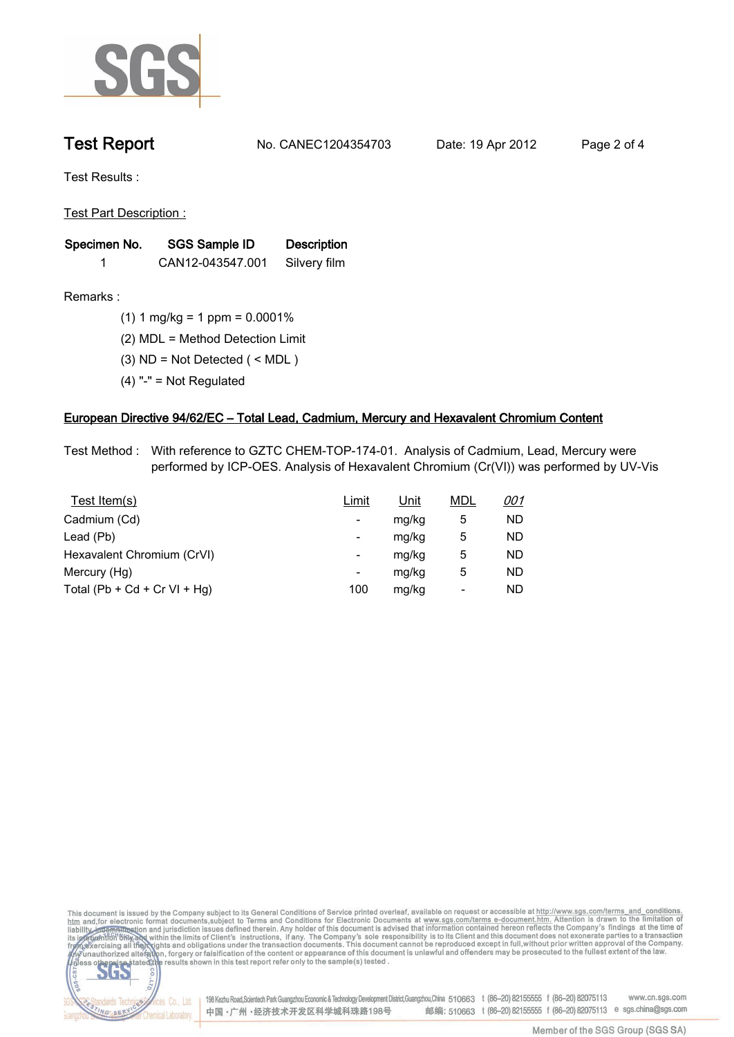# Test Report

No. CANEC1204354703 Date: 19 Apr 2012

Test Results :

Test Part Description :

| Specimen No. | SGS Sample ID | Description |
|---|---|---|
| 1 | CAN12-043547.001 | Silvery film |

Remarks :

(1) 1 mg/kg = 1 ppm = 0.0001%

(2) MDL = Method Detection Limit

(3) ND = Not Detected ( < MDL )

(4) "-" = Not Regulated

## European Directive 94/62/EC – Total Lead, Cadmium, Mercury and Hexavalent Chromium Content

Test Method : With reference to GZTC CHEM-TOP-174-01. Analysis of Cadmium, Lead, Mercury were performed by ICP-OES. Analysis of Hexavalent Chromium (Cr(VI)) was performed by UV-Vis

| Test Item(s) | Limit | Unit | MDL | *001* |
|---|---|---|---|---|
| Cadmium (Cd) | - | mg/kg | 5 | ND |
| Lead (Pb) | - | mg/kg | 5 | ND |
| Hexavalent Chromium (CrVI) | - | mg/kg | 5 | ND |
| Mercury (Hg) | - | mg/kg | 5 | ND |
| Total (Pb + Cd + Cr VI + Hg) | 100 | mg/kg | - | ND |

This document is issued by the Company subject to its General Conditions of Service printed overleaf, available on request or accessible at http://www.sgs.com/terms_and_conditions.htm and, for electronic format documents, subject to Terms and Conditions for Electronic Documents at www.sgs.com/terms_e-document.htm. Attention is drawn to the limitation of liability, indemnification and jurisdiction issues defined therein. Any holder of this document is advised that information contained hereon reflects the Company's findings at the time of its intervention only and within the limits of Client's instructions, if any. The Company's sole responsibility is to its Client and this document does not exonerate parties to a transaction from exercising all their rights and obligations under the transaction documents. This document cannot be reproduced except in full, without prior written approval of the Company. Any unauthorized alteration, forgery or falsification of the content or appearance of this document is unlawful and offenders may be prosecuted to the fullest extent of the law. Unless otherwise stated the results shown in this test report refer only to the sample(s) tested .

198 Kezhu Road,Scientech Park Guangzhou Economic & Technology Development District,Guangzhou,China 510663 t (86-20) 82155555 f (86-20) 82075113 www.cn.sgs.com

中国・广州・经济技术开发区科学城科珠路198号 邮编: 510663 t (86-20) 82155555 f (86-20) 82075113 e sgs.china@sgs.com

Member of the SGS Group (SGS SA)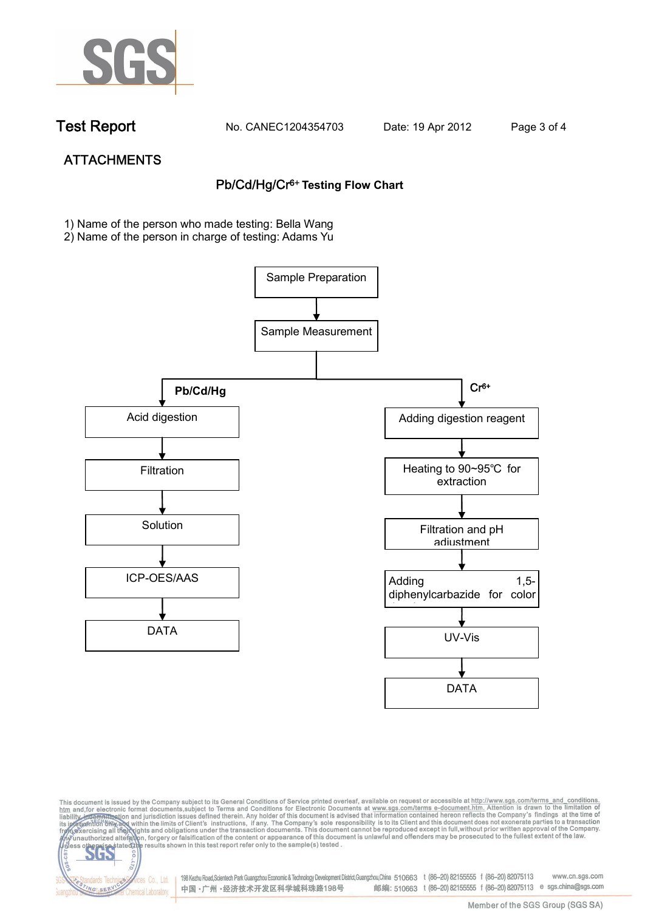**Test Report** No. CANEC1204354703 Date: 19 Apr 2012

## ATTACHMENTS

### Pb/Cd/Hg/$Cr^{6+}$ Testing Flow Chart

1) Name of the person who made testing: Bella Wang
2) Name of the person in charge of testing: Adams Yu

Sample Preparation → Sample Measurement

**Pb/Cd/Hg**

- Acid digestion
- Filtration
- Solution
- ICP-OES/AAS
- DATA

**$Cr^{6+}$**

- Adding digestion reagent
- Heating to 90~95℃ for extraction
- Filtration and pH adjustment
- Adding 1,5-diphenylcarbazide for color
- UV-Vis
- DATA

This document is issued by the Company subject to its General Conditions of Service printed overleaf, available on request or accessible at http://www.sgs.com/terms_and_conditions.htm and,for electronic format documents,subject to Terms and Conditions for Electronic Documents at www.sgs.com/terms_e-document.htm. Attention is drawn to the limitation of liability, indemnification and jurisdiction issues defined therein. Any holder of this document is advised that information contained hereon reflects the Company's findings at the time of its intervention only and within the limits of Client's instructions, if any. The Company's sole responsibility is to its Client and this document does not exonerate parties to a transaction from exercising all their rights and obligations under the transaction documents. This document cannot be reproduced except in full,without prior written approval of the Company. Any unauthorized alteration, forgery or falsification of the content or appearance of this document is unlawful and offenders may be prosecuted to the fullest extent of the law. Unless otherwise stated the results shown in this test report refer only to the sample(s) tested .

198 Kezhu Road,Scientech Park Guangzhou Economic & Technology Development District,Guangzhou,China 510663 t (86–20) 82155555 f (86–20) 82075113 www.cn.sgs.com
中国・广州・经济技术开发区科学城科珠路198号 邮编: 510663 t (86–20) 82155555 f (86–20) 82075113 e sgs.china@sgs.com

Member of the SGS Group (SGS SA)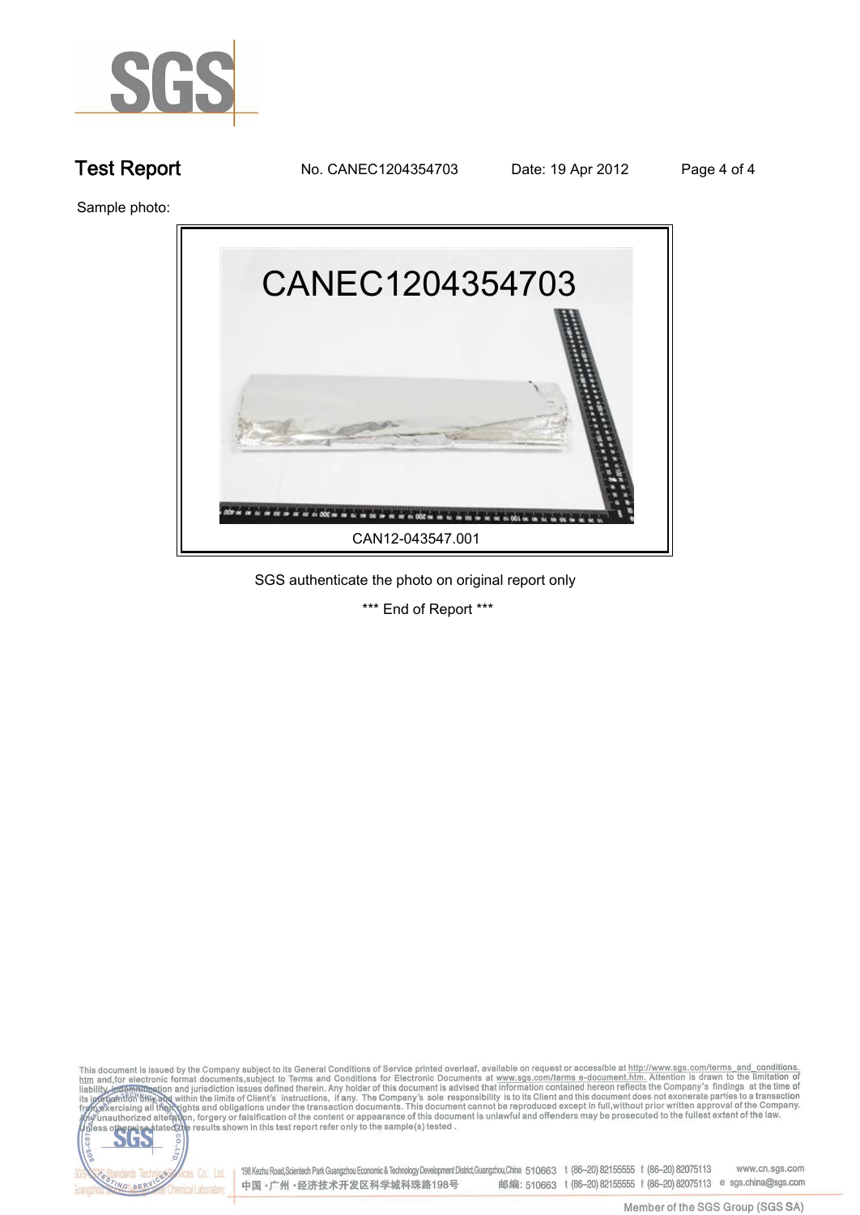# Test Report

No. CANEC1204354703 Date: 19 Apr 2012

Sample photo:

CANEC1204354703

CAN12-043547.001

SGS authenticate the photo on original report only

\*\*\* End of Report \*\*\*

This document is issued by the Company subject to its General Conditions of Service printed overleaf, available on request or accessible at http://www.sgs.com/terms_and_conditions.htm and,for electronic format documents,subject to Terms and Conditions for Electronic Documents at www.sgs.com/terms e-document.htm. Attention is drawn to the limitation of liability, indemnification and jurisdiction issues defined therein. Any holder of this document is advised that information contained hereon reflects the Company's findings at the time of its intervention only and within the limits of Client's instructions, if any. The Company's sole responsibility is to its Client and this document does not exonerate parties to a transaction from exercising all their rights and obligations under the transaction documents. This document cannot be reproduced except in full,without prior written approval of the Company. Any unauthorized alteration, forgery or falsification of the content or appearance of this document is unlawful and offenders may be prosecuted to the fullest extent of the law. Unless otherwise stated the results shown in this test report refer only to the sample(s) tested .

198 Kezhu Road,Scientech Park Guangzhou Economic & Technology Development District,Guangzhou,China 510663 t (86-20) 82155555 f (86-20) 82075113 www.cn.sgs.com

中国・广州・经济技术开发区科学城科珠路198号 邮编: 510663 t (86-20) 82155555 f (86-20) 82075113 e sgs.china@sgs.com

Member of the SGS Group (SGS SA)